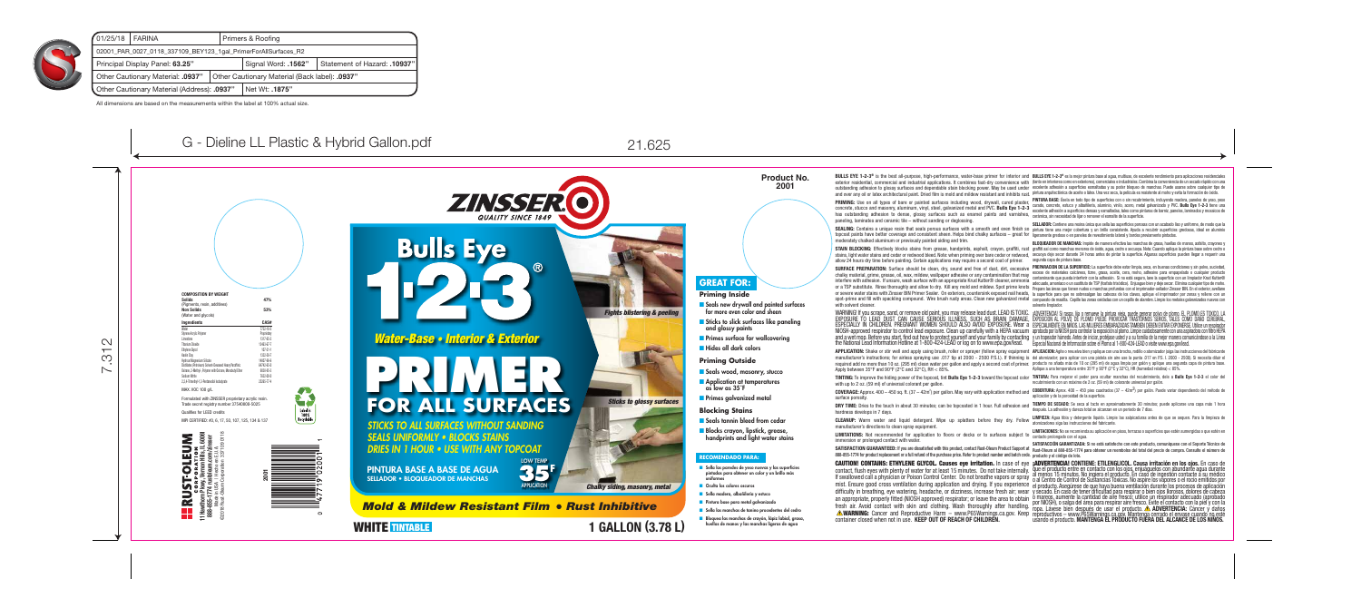| 01/25/18 | FARINA | Primers & Roofing | |
|---|---|---|---|
| 02001_PAR_0027_0118_337109_BEY123_1gal_PrimerForAllSurfaces_R2 | | | |
| Principal Display Panel: 63.25" | | Signal Word: .1562" | Statement of Hazard: .10937" |
| Other Cautionary Material: .0937" | | Other Cautionary Material (Back label): .0937" | |
| Other Cautionary Material (Address): .0937" | | Net Wt: .1875" | |

All dimensions are based on the measurements within the label at 100% actual size.

# G - Dieline LL Plastic & Hybrid Gallon.pdf

21.625

7.312

**COMPOSITION BY WEIGHT**

| | |
|---|---|
| **Solids** (Pigments, resin, additives) | **47%** |
| **Non Solids** (Water and glycols) | **53%** |

| Ingredients | CAS# |
|---|---|
| Water | 7732-18-5 |
| Styrene Acrylic Polymer | Proprietary |
| Limestone | 1317-65-3 |
| Titanium Dioxide | 13463-67-7 |
| Ethylene Glycol | 107-21-1 |
| Kaolin Clay | 1332-58-7 |
| Hydrous Magnesium Silicate | 14807-96-6 |
| Distillates (Petroleum) Solvent-Dewaxed Heavy Paraffinic | 64742-65-0 |
| Glycols, 2-Methyl-, Polymer with Oxirane, Monobutyl Ether | 9038-95-3 |
| Sodium Nitrite | 7632-00-0 |
| 2,2,4-Trimethyl-1,3-Pentanediol Isobutyrate | 25265-77-4 |

MAX. VOC: 106 g/L

Formulated with ZINSSER proprietary acrylic resin. Trade secret registry number 37540808-5025

Qualifies for LEED credits

MPI CERTIFIED: #3, 6, 17, 50, 107, 125, 134 & 137

**RUST-OLEUM CORPORATION**
11 Hawthorn Parkway, Vernon Hills, IL 60061
888-455-1774 rustoleum.com/zinsser
Made in U.S.A.
©2018 Rust-Oleum Corporation 337109 0118

2001

0 47719 02001 1

**ZINSSER** QUALITY SINCE 1849

# Bulls Eye 1·2·3®

## Water-Base • Interior & Exterior

# PRIMER FOR ALL SURFACES

*Fights blistering & peeling*

*Sticks to glossy surfaces*

*Chalky siding, masonry, metal*

**STICKS TO ALL SURFACES WITHOUT SANDING**
**SEALS UNIFORMLY • BLOCKS STAINS**
**DRIES IN 1 HOUR • USE WITH ANY TOPCOAT**

**PINTURA BASE A BASE DE AGUA**
**SELLADOR • BLOQUEADOR DE MANCHAS**

LOW TEMP **35°F** APPLICATION

***Mold & Mildew Resistant Film • Rust Inhibitive***

**WHITE** TINTABLE

**1 GALLON (3.78 L)**

**Product No. 2001**

## GREAT FOR:

### Priming Inside
- Seals new drywall and painted surfaces for more even color and sheen
- Sticks to slick surfaces like paneling and glossy paints
- Primes surface for wallcovering
- Hides all dark colors

### Priming Outside
- Seals wood, masonry, stucco
- Application at temperatures as low as 35°F
- Primes galvanized metal

### Blocking Stains
- Seals tannin bleed from cedar
- Blocks crayon, lipstick, grease, handprints and light water stains

### RECOMENDADO PARA:
- Sella las paredes de yeso nuevas y las superficies pintadas para obtener un color y un brillo más uniformes
- Oculta los colores oscuros
- Sella madera, albañilería y estuco
- Pintura base para metal galvanizado
- Sella las manchas de tanino procedentes del cedro
- Bloquea las manchas de crayón, lápiz labial, grasa, huellas de manos y las manchas ligeras de agua

**BULLS EYE 1-2-3®** is the best all-purpose, high-performance, water-base primer for interior and exterior residential, commercial and industrial applications. It combines fast-dry convenience with outstanding adhesion to glossy surfaces and dependable stain blocking power. May be used under and over any oil or latex architectural paint. Dried film is mold and mildew resistant and inhibits rust.

**PRIMING:** Use on all types of bare or painted surfaces including wood, drywall, cured plaster, concrete, stucco and masonry, aluminum, vinyl, steel, galvanized metal and PVC. **Bulls Eye 1-2-3** has outstanding adhesion to dense, glossy surfaces such as enamel paints and varnishes, paneling, laminates and ceramic tile – without sanding or deglossing.

**SEALING:** Contains a unique resin that seals porous surfaces with a smooth and even finish so topcoat paints have better coverage and consistent sheen. Helps bind chalky surfaces – great for moderately chalked aluminum or previously painted siding and trim.

**STAIN BLOCKING:** Effectively blocks stains from grease, handprints, asphalt, crayon, graffiti, rust stains, light water stains and cedar or redwood bleed. Note: when priming over bare cedar or redwood, allow 24 hours dry time before painting. Certain applications may require a second coat of primer.

**SURFACE PREPARATION:** Surface should be clean, dry, sound and free of dust, dirt, excessive chalky material, grime, grease, oil, wax, mildew, wallpaper adhesive or any contamination that may interfere with adhesion. If unsure, wash surface with an appropriate Krud Kutter® cleaner, ammonia or a TSP substitute. Rinse thoroughly and allow to dry. Kill any mold and mildew. Spot prime knots or severe water stains with Zinsser BIN Primer Sealer. On exteriors, countersink exposed nail heads, spot-prime and fill with spackling compound. Wire brush rusty areas. Clean new galvanized metal with solvent cleaner.

WARNING! If you scrape, sand, or remove old paint, you may release lead dust. LEAD IS TOXIC. EXPOSURE TO LEAD DUST CAN CAUSE SERIOUS ILLNESS, SUCH AS BRAIN DAMAGE, ESPECIALLY IN CHILDREN. PREGNANT WOMEN SHOULD ALSO AVOID EXPOSURE. Wear a NIOSH-approved respirator to control lead exposure. Clean up carefully with a HEPA vacuum and a wet mop. Before you start, find out how to protect yourself and your family by contacting the National Lead Information Hotline at 1-800-424-LEAD or log on to www.epa.gov/lead.

**APPLICATION:** Shake or stir well and apply using brush, roller or sprayer (follow spray equipment manufacturer's instructions; for airless spraying use .017 tip at 2000 – 2500 P.S.I.). If thinning is required add no more than 10 oz (295 ml) clean water per gallon and apply a second coat of primer. Apply between 35°F and 90°F (2°C and 32°C), RH < 85%.

**TINTING:** To improve the hiding power of the topcoat, tint **Bulls Eye 1-2-3** toward the topcoat color with up to 2 oz. (59 ml) of universal colorant per gallon.

**COVERAGE:** Approx. 400 – 450 sq. ft. (37 – 42m²) per gallon. May vary with application method and surface porosity.

**DRY TIME:** Dries to the touch in about 30 minutes; can be topcoated in 1 hour. Full adhesion and hardness develops in 7 days.

**CLEANUP:** Warm water and liquid detergent. Wipe up splatters before they dry. Follow manufacturer's directions to clean spray equipment.

**LIMITATIONS:** Not recommended for application to floors or decks or to surfaces subject to immersion or prolonged contact with water.

**SATISFACTION GUARANTEED:** If you are dissatisfied with this product, contact Rust-Oleum Product Support at 888-455-1774 for product replacement or a full refund of the purchase price. Refer to product number and batch code.

**CAUTION! CONTAINS: ETHYLENE GLYCOL. Causes eye irritation.** In case of eye contact, flush eyes with plenty of water for at least 15 minutes. Do not take internally. If swallowed call a physician or Poison Control Center. Do not breathe vapors or spray mist. Ensure good cross ventilation during application and drying. If you experience difficulty in breathing, eye watering, headache, or dizziness; increase fresh air; wear an appropriate, properly fitted (NIOSH approved respirator; or leave the area to obtain fresh air. Avoid contact with skin and clothing. Wash thoroughly after handling. ⚠**WARNING:** Cancer and Reproductive Harm – www.P65Warnings.ca.gov. Keep container closed when not in use. **KEEP OUT OF REACH OF CHILDREN.**

**BULLS EYE 1-2-3®** es la mejor pintura base al agua, multiuso, de excelente rendimiento para aplicaciones residenciales (tanto en interiores como en exteriores), comerciales e industriales. Combina la conveniencia de un secado rápido con una excelente adhesión a superficies esmaltadas y un poder bloqueo de manchas. Puede usarse sobre cualquier tipo de pinturas arquitectónicas de aceite o látex. Una vez seca, la película es resistente al moho y evita la formación de óxido.

**PINTURA BASE:** Basta en todo tipo de superficies con o sin recubrimiento, incluyendo madera, paredes de yeso, yeso curado, concreto, estuco y albañilería, aluminio, vinilo, acero, metal galvanizado y PVC. **Bulls Eye 1-2-3** tiene una excelente adhesión a superficies densas y esmaltadas, tales como pinturas de barniz, paneles, laminados y mosaicos de cerámica; sin necesidad de lijar o remover el esmalte de la superficie.

**SELLADOR:** Contiene una resina única que sella las superficies porosas con un acabado liso y uniforme, de modo que la pintura tiene una mejor cobertura y un brillo consistente. Ayuda a recubrir superficies gredosas; ideal en aluminio ligeramente gredoso o en paneles de revestimiento lateral y bordes previamente pintados.

**BLOQUEADOR DE MANCHAS:** Impide de manera efectiva las manchas de grasa, huellas de manos, asfalto, crayones y graffiti así como manchas menores de óxido, agua, y cedro o secuoya. Nota: Cuando aplique la pintura base sobre cedro o secuoya deje secar durante 24 horas antes de pintar la superficie. Algunas superficies puedes llegar a requerir una segunda capa de pintura base.

**PREPARACIÓN DE LA SUPERFICIE:** La superficie debe estar limpia, seca, en buenas condiciones y sin polvo, suciedad, exceso de materiales calcáreos, tizne, grasa, aceite, cera, moho, adhesivo para empapelado o cualquier producto contaminante que pueda interferir con la adhesión. Si no está seguro, lave la superficie con un limpiador Krud Kutter® adecuado, amoníaco o un sustituto de TSP (fosfato trisódico). Enjuague bien y deje secar. Elimine cualquier tipo de moho. Prepare las áreas que tienen nudos o manchas profundas con el imprimador-sellador Zinsser BIN. En el exterior, avellane la superficie para que se sobresalgan las cabezas de los clavos, aplique el imprimador por zonas y rellene con un compuesto de masilla. Cepille las áreas oxidadas con un cepillo de alambre. Limpie los metales galvanizados nuevos con solvente limpiador.

¡ADVERTENCIA! Si raspa, lija o remueve la pintura vieja, puede generar polvo de plomo. EL PLOMO ES TÓXICO. LA EXPOSICIÓN AL POLVO DE PLOMO PUEDE PROVOCAR TRASTORNOS SERIOS, TALES COMO DAÑO CEREBRAL, ESPECIALMENTE EN NIÑOS. LAS MUJERES EMBARAZADAS TAMBIÉN DEBEN EVITAR EXPONERSE. Utilice un respirador aprobado por la NIOSH para controlar la exposición al plomo. Limpie cuidadosamente con una aspiradora con filtro HEPA y un trapeador húmedo. Antes de iniciar, protéjase usted y su familia de la mejor manera comunicándose a la Línea Especial Nacional de Información sobre el Plomo al 1-800-424-LEAD o visite www.epa.gov/lead.

**APLICACIÓN:** Agite o mezcle bien y aplique con una brocha, rodillo o atomizador (siga las instrucciones del fabricante del atomizador; para aplicar con una pistola sin aire use la punta .017 en P.S. I. 2000 – 2500). Si necesita diluir el producto no añada más de 10 oz (295 ml) de agua limpia por galón y aplique una segunda capa de pintura base. Aplique a una temperatura entre 35°F y 90°F (2°C y 32°C), HR (humedad relativa) < 85%.

**TINTURA:** Para mejorar el poder para ocultar manchas del recubrimiento, tiña a **Bulls Eye 1-2-3** al color del recubrimiento con un máximo de 2 oz. (59 ml) de colorante universal por galón.

**COBERTURA:** Aprox. 400 – 450 pies cuadrados (37 – 42m²) por galón. Puede variar dependiendo del método de aplicación y de la porosidad de la superficie.

**TIEMPO DE SECADO:** Se seca al tacto en aproximadamente 30 minutos; puede aplicarse una capa más 1 hora después. La adhesión y dureza total se alcanzan en un periodo de 7 días.

**LIMPIEZA:** Agua tibia y detergente líquido. Limpie las salpicaduras antes de que se sequen. Para la limpieza de atomizadores siga las instrucciones del fabricante.

**LIMITACIONES:** No se recomienda su aplicación en pisos, terrazas o superficies que estén sumergidas o que estén en contacto prolongado con el agua.

**SATISFACCIÓN GARANTIZADA:** Si no está satisfecho con este producto, comuníquese con el Soporte Técnico de Rust-Oleum al 888-455-1774 para obtener un reembolso del total del precio de compra. Consulte el número de producto y el código de lote.

**¡ADVERTENCIA! CONTIENE: ETILENGLICOL. Causa irritación en los ojos.** En caso de que el producto entre en contacto con los ojos, enjuáguelos con abundante agua durante al menos 15 minutos. No ingiera el producto. En caso de ingestión contacte a su médico o al Centro de Control de Sustancias Tóxicas. No aspire los vapores o el rocío emitidos por el producto. Asegúrese de que haya buena ventilación durante los procesos de aplicación y secado. En caso de tener dificultad para respirar o tiene ojos llorosos, dolores de cabeza o mareos, aumente la cantidad de aire fresco; utilice un respirador adecuado (aprobado por NIOSH), o salga del área para respirar aire fresco. Evite el contacto con la piel y con la ropa. Lávese bien después de usar el producto. ⚠ **ADVERTENCIA:** Cáncer y daños reproductivos – www.P65Warnings.ca.gov. Mantenga cerrado el envase cuando no esté usando el producto. **MANTENGA EL PRODUCTO FUERA DEL ALCANCE DE LOS NIÑOS.**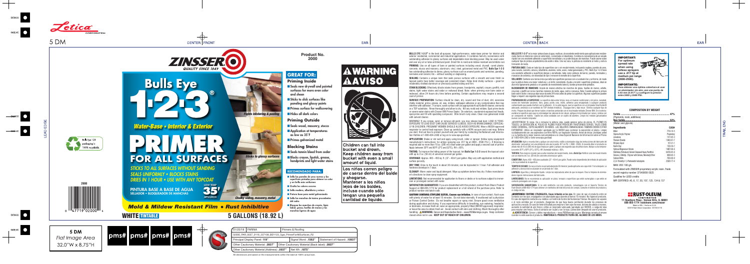# Bulls Eye 1-2-3®

## PRIMER FOR ALL SURFACES

Water-Base • Interior & Exterior

ZINSSER® QUALITY SINCE 1849

Product No. 2000

## GREAT FOR:

### Priming Inside

- Seals new drywall and painted surfaces for more even color and sheen
- Sticks to slick surfaces like paneling and glossy paints
- Primes surface for wallcovering
- Hides all dark colors

### Priming Outside

- Seals wood, masonry, stucco
- Application at temperatures as low as 35°F
- Primes galvanized metal

### Blocking Stains

- Seals tannin bleed from cedar
- Blocks crayon, lipstick, grease, handprints and light water stains

### RECOMENDADO PARA:

- Sella las paredes de yeso nuevas y las superficies pintadas para obtener un color y un brillo más uniformes
- Oculta los colores oscuros
- Sella madera, albañilería y estuco
- Prepara las superficies de metal galvanizado
- Sella las manchas de tanino procedentes del cedro
- Bloquea las manchas de crayón, lápiz labial, grasa, huellas de manos y las manchas ligeras de agua

STICKS TO ALL SURFACES WITHOUT SANDING
SEALS UNIFORMLY • BLOCKS STAINS
DRIES IN 1 HOUR • USE WITH ANY TOPCOAT

PINTURA BASE A BASE DE AGUA
SELLADOR • BLOQUEADOR DE MANCHAS

LOW TEMP 35°F APPLICATION

Fights blistering & peeling

Sticks to glossy surfaces

Chalky siding, masonry, metal

Mold & Mildew Resistant Film • Rust Inhibitive

WHITE TINTABLE

5 GALLONS (18.92 L)

Bulls Eye 123 packaging is 100% recyclable.

# ⚠ WARNING ⚠ AVISO

Children can fall into bucket and drown. Keep children away from bucket with even a small amount of liquid.

Los niños corren peligro de caerse dentro del balde y ahogarse. Mantener a los niños lejos de los baldes, incluso cuando sólo tengan una pequeña cantidad de líquido.

**BULLS EYE 1-2-3®** is the best all-purpose, high-performance, water-base primer for interior and exterior residential, commercial and industrial applications. It combines fast-dry convenience with outstanding adhesion to dense, glossy surfaces and dependable stain blocking power. May be used under and over any oil or latex architectural paint. Dried film is mold and mildew resistant and inhibits rust.

**PRIMING:** Use on all types of bare or painted surfaces including wood, drywall, cured plaster, concrete, stucco and masonry, aluminum, vinyl, steel, galvanized metal and PVC. **Bulls Eye 1-2-3** has outstanding adhesion to dense, glossy surfaces such as enamel paints and varnishes, paneling, laminates and ceramic tile – without sanding or deglossing.

**SEALING:** Contains a unique resin that seals porous surfaces with a smooth and even finish so topcoat paints have better coverage and consistent sheen. Helps bind chalky surfaces – great for moderately chalked aluminum or previously painted siding and trim.

**STAIN BLOCKING:** Effectively blocks stains from grease, fingerprints, asphalt, crayon, graffiti, rust stains, light water stains and cedar or redwood bleed. Note: when priming over bare cedar or redwood, allow 24 hours dry time before painting. Certain applications may require a second coat of primer.

**SURFACE PREPARATION:** Surface should be clean, dry, sound and free of dust, dirt, excessive chalky material, grime, grease, oil, wax, mildew, wallpaper adhesive or any contamination that may interfere with adhesion. If unsure, wash surface with an appropriate Krud Kutter® cleaner, ammonia or a TSP substitute. Rinse thoroughly and allow to dry. Wet any mold and mildew. Spot prime knots or severe water stains with Zinsser® BIN Primer Sealer. On masonry, countersink exposed nail heads, spot-prime and fill with spackling compound. Wire brush rusty areas. Clean new galvanized metal with solvent cleaner.

WARNING! If you scrape, sand, or remove old paint, you may release lead dust. LEAD IS TOXIC. EXPOSURE TO LEAD DUST CAN CAUSE SERIOUS ILLNESS, SUCH AS BRAIN DAMAGE, ESPECIALLY IN CHILDREN. PREGNANT WOMEN SHOULD ALSO AVOID EXPOSURE. Wear a NIOSH-approved respirator to control lead exposure. Clean up carefully with a HEPA vacuum and a wet mop. Before you start, find out how to protect yourself and your family by contacting the National Lead Information Hotline at 1-800-424-LEAD or log on to www.epa.gov/lead.

**APPLICATION:** Brush or roller and apply using brush, roller or sprayer (follow spray equipment manufacturer's instructions; for airless spraying use .017 tip at 2000 - 2500 P.S.I.). If thinning is required add no more than 10 oz. (295 ml) clean water per gallon and apply a second coat of primer. Apply between 35°F and 90°F (2°C and 32°C), RH < 85%.

**TINTING:** To improve the hiding power of the topcoat, tint **Bulls Eye 1-2-3** toward the topcoat color with up to 2 oz. (59 ml) of universal colorant per gallon.

**COVERAGE:** Approx. 400 - 450 sq. ft. (37 – 42m²) per gallon. May vary with application method and surface porosity.

**DRY TIME:** Dries to the touch in about 30 minutes; can be topcoated in 1 hour. Full adhesion and hardness develops in 7 days.

**CLEANUP:** Warm water and liquid detergent. Wipe up splatters before they dry. Follow manufacturer's directions to clean spray equipment.

**LIMITATIONS:** Not recommended for application to floors or decks or to surfaces subject to immersion or prolonged contact with water.

**SATISFACTION GUARANTEED:** If you are dissatisfied with this product, contact Rust-Oleum Product Support at 888-855-1774 for product replacement or a full refund of the purchase price. Refer to product number and batch code.

**CAUTION! CONTAINS: ETHYLENE GLYCOL. Causes eye irritation.** In case of eye contact, flush eyes with plenty of water for at least 15 minutes. Do not take internally. If swallowed call a physician or Poison Control Center. Do not breathe vapors or spray mist. Ensure good cross ventilation during application and drying. If you experience difficulty in breathing, eye watering, headache, or dizziness, increase fresh air, wear an appropriate, properly fitted (NIOSH approved) respirator, or leave the area to get fresh air. Avoid contact with skin and clothing. Wash thoroughly after handling. ⚠ **WARNING:** Cancer and Reproductive Harm – www.P65Warnings.ca.gov. Keep container closed when not in use. **KEEP OUT OF REACH OF CHILDREN.**

**BULLS EYE 1-2-3®** es la mejor pintura base al agua, multiuso, de excelente rendimiento para aplicaciones residenciales tanto en interiores como en exteriores, comerciales e industriales. Combina la conveniencia de un secado rápido con una excelente adhesión a superficies esmaltadas y su poder bloqueo de manchas. Puede usarse sobre cualquier tipo de pintura arquitectónica de aceite o látex. Una vez seca, la película es resistente al moho y evita la formación de óxido.

**PINTURA BASE:** Úsela en todo tipo de superficies con o sin recubrimiento, incluyendo madera, paredes de yeso, yeso curado, concreto, estuco y albañilería, aluminio, vinilo, acero, metal galvanizado y PVC. Bulls Eye 1-2-3 tiene una excelente adhesión a superficies densas y esmaltadas, tales como pinturas de barniz, paneles, laminados y mosaicos de cerámica, sin necesidad de lijar o remover el esmalte de la superficie.

**SELLADOR:** Contiene una resina única que sella las superficies porosas con un acabado liso y uniforme, de modo que la pintura tiene una mejor cobertura y un brillo consistente. Ayuda a recubrir superficies gredosas; ideal en aluminio ligeramente gredoso o en paneles de revestimiento lateral y bordes previamente pintados.

**BLOQUEADOR DE MANCHAS:** Impide de manera efectiva las manchas de grasa, huellas de manos, asfalto, crayones y graffiti así como manchas menores de óxido, agua, cedro o secuoya. Nota: Cuando aplique la pintura base sobre cedro o secuoya deje secar durante 24 horas antes de pintar la superficie. Algunas superficies pueden llegar a requerir una segunda capa de pintura base.

**PREPARACIÓN DE LA SUPERFICIE:** La superficie debe estar limpia, seca, en buenas condiciones y sin polvo, suciedad, exceso de materiales gredosos, tizne, grasa, aceite, cera, moho, adhesivo para empapelado o cualquier producto contaminante que pueda interferir con la adhesión. Si no está seguro, lave la superficie con un limpiador Krud Kutter® adecuado, amoníaco o un sustituto de TSP (fosfato trisódico). Enjuague bien y deje secar. Elimine cualquier tipo de moho. Prepare las áreas que tienen nudos o manchas producidas con el imprimador sellador Zinsser BIN. En albañilería, avellane la superficie para que no sobresalgan las cabezas de los clavos; aplique el imprimador por zonas y rellene con un compuesto de masilla. Cepille las zonas oxidadas con un cepillo de alambre. Limpie los metales galvanizados nuevos con solvente adecuado.

¡ADVERTENCIA! Si raspa, lija o remueve la pintura vieja, puede generar polvo de plomo. EL PLOMO ES TÓXICO. LA EXPOSICIÓN AL POLVO DE PLOMO PUEDE PROVOCAR TRASTORNOS SERIOS, TALES COMO DAÑO CEREBRAL, ESPECIALMENTE EN NIÑOS. LAS MUJERES EMBARAZADAS TAMBIÉN DEBEN EVITAR EXPONERSE. Utilice un respirador aprobado por la NIOSH para controlar la exposición al plomo. Limpie cuidadosamente con una aspiradora con filtro HEPA y un trapeador húmedo. Antes de iniciar, protéjase usted y a su familia de la mejor manera comunicándose a la Línea Especial Nacional de Información sobre el Plomo al 1-800-424-LEAD o visite www.epa.gov/lead.

**APLICACIÓN:** Agite o revuelva bien y aplique con brocha, rodillo o atomizador (siga las instrucciones del fabricante del atomizador; para aplicar con un pulverizador sin aire use la punta .017 en 15,1 0000 - 2500). Si necesita diluir el producto no añada más de 10 oz (295 ml) de agua limpia por galón y aplique una segunda capa de pintura base. Aplique a una temperatura entre 35°F y 90°F (2°C y 32°C), HR (humedad relativa) < 85%.

**TINTURA:** Para mejorar el poder para ocultar manchas del recubrimiento, tiña a **Bulls Eye 1-2-3** el color del recubrimiento con un máximo de 2 oz. (59 ml) de colorante universal por galón.

**COBERTURA:** Aprox. 400 - 450 pies cuadrados (37 – 42m²) por galón. Puede variar dependiendo del método de aplicación y de la porosidad de la superficie.

**TIEMPO DE SECADO:** Se seca al tacto en aproximadamente 30 minutos; puede aplicarse una capa más 1 hora después. La adhesión y dureza total se alcanzan en un período de 7 días.

**LIMPIEZA:** Agua tibia y detergente líquido. Limpie las salpicaduras antes de que se sequen. Para la limpieza de atomizadores siga las instrucciones del fabricante.

**LIMITACIONES:** No se recomienda su aplicación en pisos, terrazas o superficies que están sumergidas o que están en contacto prolongado con el agua.

**SATISFACCIÓN GARANTIZADA:** Si no está satisfecho con este producto, comuníquese con el Soporte Técnico de Rust-Oleum al 888-855-1774 para obtener un reemplazo del total del precio de compra. Consulte el número de producto y el código de lote.

**¡ADVERTENCIA! CONTIENE: ETILENGLICOL. Causa irritación en los ojos.** En caso de que el producto entre en contacto con los ojos, enjuáguelos con abundante agua durante al menos 15 minutos. No ingiera el producto. En caso de ingestión comuníquese con su médico o el Centro de Control de Sustancias Tóxicas. No respire los vapores o el rocío del atomizador del producto. Asegúrese de que haya buena ventilación durante los procesos de aplicación y secado. En caso de tener dificultad para respirar o tiene ojos llorosos, dolores de cabeza o mareos, aumente la cantidad de aire fresco; utilice un respirador adecuado aprobado por NIOSH, o salga del área para respirar aire fresco. Evite el contacto con la piel y con la ropa. Lávese bien después de usar el producto. ⚠ **ADVERTENCIA:** Cáncer y daños reproductivos – www.P65Warnings.ca.gov. Mantenga cerrado el envase cuando no esté usando el producto. **MANTENGA EL PRODUCTO FUERA DEL ALCANCE DE LOS NIÑOS.**

**IMPORTANT:** For optimum spread rate when using airless sprayers use a .017 tip at medium psi range (2000-2500).

**IMPORTANTE:** Para obtener una óptima cobertura al usar un atomizador sin aire, use una punta de 0.43 mm (0.017") y configure la presión entre 2000 y 2500 PSI.

### COMPOSITION BY WEIGHT

Solids ........................................ 47%
(Pigments, resin, additives)
Non Solids ................................. 53%
(Water and glycols)

| Ingredients | CAS# |
|---|---|
| Water | 7732-18-5 |
| Styrene Acrylic Polymer | Proprietary |
| Limestone | 1317-65-3 |
| Titanium Dioxide | 13463-67-7 |
| Ethylene Glycol | 107-21-1 |
| Kaolin Clay | 1332-58-7 |
| Hydrous Magnesium Silicate | 14807-96-6 |
| Distillates (Petroleum) Solvent-Dewaxed Heavy Paraffinic | 64742-65-0 |
| Oxirane, 2-Methyl-, Polymer with Oxirane, Monobutyl Ether | 9038-95-3 |
| Sodium Nitrite | 7632-00-0 |
| 2,2,4-Trimethyl-1,3-Pentanediol Isobutyrate | 25265-77-4 |

MAX. VOC 100 g/L

Formulated with ZINSSER proprietary acrylic resin. Trade secret registry number 27540800-5825

Qualifies for LEED credits

MPI CERTIFIED: #3, 6, 17, 50, 107, 125, 134 & 137

RUST-OLEUM CORPORATION
11 Hawthorn Pkwy., Vernon Hills, IL 60061
888-855-1774 rustoleum.com/zinsser
Made in USA / Hecho en E.U.A.
©2019 Rust-Oleum Corporation

5 DM
Flat Image Area
32.0"W x 8.75"H

| 01/25/18 | FARINA | Primers & Roofing | |
|---|---|---|---|
| 02000_PAR_0027_0118_327108_BEY123_5gal_PrimerForAllSurfaces_R2 | | | |
| Principal Display Panel: **119"** | Signal Word: **.1562"** | Statement of Hazard: **.10937"** | |
| Other Cautionary Material: **.0937"** | Other Cautionary Material (Back label): **.0937"** | | |
| Other Cautionary Material (Address): **.0937"** | Net Wt.: **.1875"** | | |

All dimensions are based on the measurements within the label at 100% actual size.